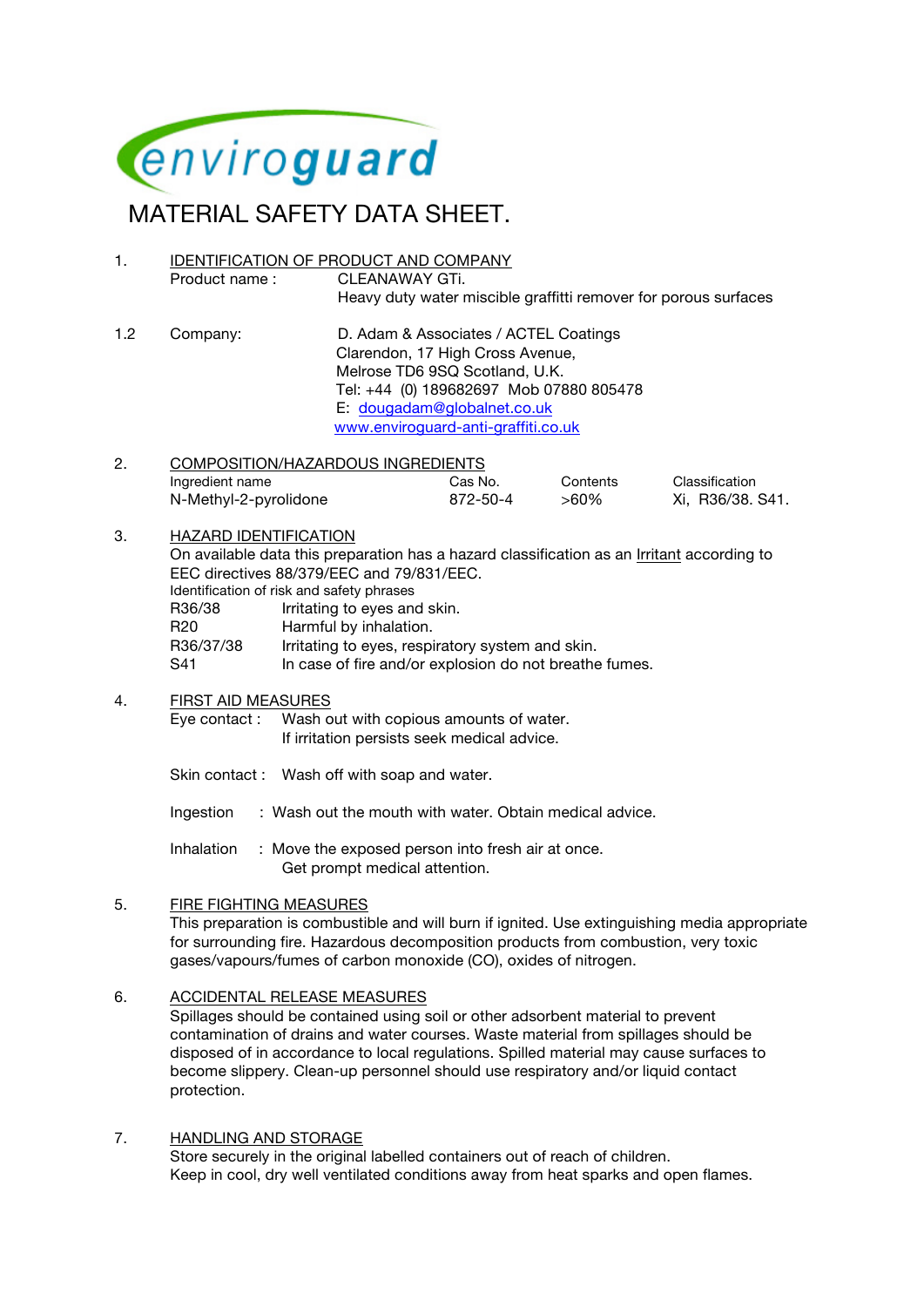enviroguard

# MATERIAL SAFETY DATA SHEET.

## 1. IDENTIFICATION OF PRODUCT AND COMPANY

Product name : CLEANAWAY GTi.
Heavy duty water miscible graffitti remover for porous surfaces

1.2 Company: D. Adam & Associates / ACTEL Coatings
Clarendon, 17 High Cross Avenue,
Melrose TD6 9SQ Scotland, U.K.
Tel: +44 (0) 189682697 Mob 07880 805478
E: dougadam@globalnet.co.uk
www.enviroguard-anti-graffiti.co.uk

## 2. COMPOSITION/HAZARDOUS INGREDIENTS

| Ingredient name | Cas No. | Contents | Classification |
|---|---|---|---|
| N-Methyl-2-pyrolidone | 872-50-4 | >60% | Xi, R36/38. S41. |

## 3. HAZARD IDENTIFICATION

On available data this preparation has a hazard classification as an Irritant according to EEC directives 88/379/EEC and 79/831/EEC.

Identification of risk and safety phrases

| | |
|---|---|
| R36/38 | Irritating to eyes and skin. |
| R20 | Harmful by inhalation. |
| R36/37/38 | Irritating to eyes, respiratory system and skin. |
| S41 | In case of fire and/or explosion do not breathe fumes. |

## 4. FIRST AID MEASURES

Eye contact : Wash out with copious amounts of water.
If irritation persists seek medical advice.

Skin contact : Wash off with soap and water.

Ingestion : Wash out the mouth with water. Obtain medical advice.

Inhalation : Move the exposed person into fresh air at once.
Get prompt medical attention.

## 5. FIRE FIGHTING MEASURES

This preparation is combustible and will burn if ignited. Use extinguishing media appropriate for surrounding fire. Hazardous decomposition products from combustion, very toxic gases/vapours/fumes of carbon monoxide (CO), oxides of nitrogen.

## 6. ACCIDENTAL RELEASE MEASURES

Spillages should be contained using soil or other adsorbent material to prevent contamination of drains and water courses. Waste material from spillages should be disposed of in accordance to local regulations. Spilled material may cause surfaces to become slippery. Clean-up personnel should use respiratory and/or liquid contact protection.

## 7. HANDLING AND STORAGE

Store securely in the original labelled containers out of reach of children.
Keep in cool, dry well ventilated conditions away from heat sparks and open flames.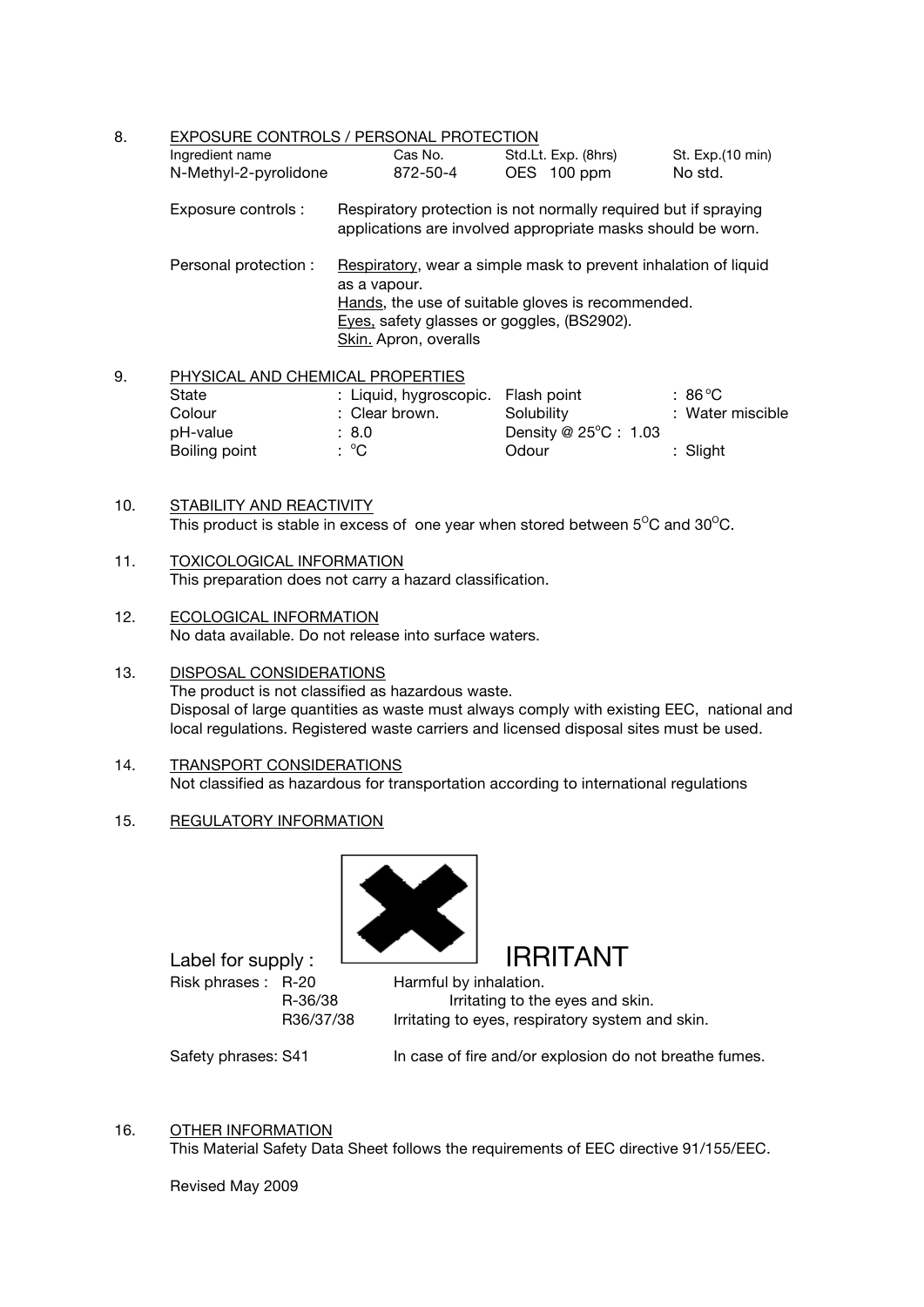8. EXPOSURE CONTROLS / PERSONAL PROTECTION

| Ingredient name | Cas No. | Std.Lt. Exp. (8hrs) | St. Exp.(10 min) |
|---|---|---|---|
| N-Methyl-2-pyrolidone | 872-50-4 | OES 100 ppm | No std. |

Exposure controls : Respiratory protection is not normally required but if spraying applications are involved appropriate masks should be worn.

Personal protection : Respiratory, wear a simple mask to prevent inhalation of liquid as a vapour.
Hands, the use of suitable gloves is recommended.
Eyes, safety glasses or goggles, (BS2902).
Skin. Apron, overalls

9. PHYSICAL AND CHEMICAL PROPERTIES

| | | | |
|---|---|---|---|
| State | : Liquid, hygroscopic. | Flash point | : 86 °C |
| Colour | : Clear brown. | Solubility | : Water miscible |
| pH-value | : 8.0 | Density @ 25°C : 1.03 | |
| Boiling point | : °C | Odour | : Slight |

10. STABILITY AND REACTIVITY
This product is stable in excess of one year when stored between 5°C and 30°C.

11. TOXICOLOGICAL INFORMATION
This preparation does not carry a hazard classification.

12. ECOLOGICAL INFORMATION
No data available. Do not release into surface waters.

13. DISPOSAL CONSIDERATIONS
The product is not classified as hazardous waste.
Disposal of large quantities as waste must always comply with existing EEC, national and local regulations. Registered waste carriers and licensed disposal sites must be used.

14. TRANSPORT CONSIDERATIONS
Not classified as hazardous for transportation according to international regulations

15. REGULATORY INFORMATION

Label for supply : IRRITANT

Risk phrases :
R-20 Harmful by inhalation.
R-36/38 Irritating to the eyes and skin.
R36/37/38 Irritating to eyes, respiratory system and skin.

Safety phrases: S41 In case of fire and/or explosion do not breathe fumes.

16. OTHER INFORMATION
This Material Safety Data Sheet follows the requirements of EEC directive 91/155/EEC.

Revised May 2009